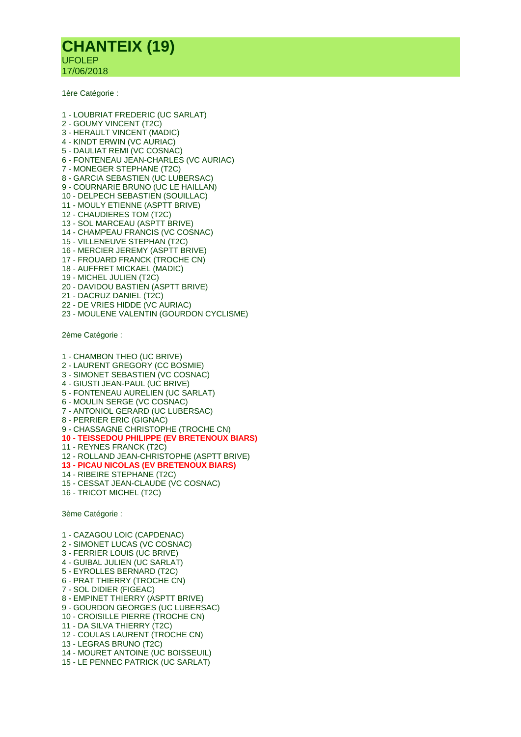# CHANTEIX (19)

UFOLEP
17/06/2018

1ère Catégorie :

1 - LOUBRIAT FREDERIC (UC SARLAT)
2 - GOUMY VINCENT (T2C)
3 - HERAULT VINCENT (MADIC)
4 - KINDT ERWIN (VC AURIAC)
5 - DAULIAT REMI (VC COSNAC)
6 - FONTENEAU JEAN-CHARLES (VC AURIAC)
7 - MONEGER STEPHANE (T2C)
8 - GARCIA SEBASTIEN (UC LUBERSAC)
9 - COURNARIE BRUNO (UC LE HAILLAN)
10 - DELPECH SEBASTIEN (SOUILLAC)
11 - MOULY ETIENNE (ASPTT BRIVE)
12 - CHAUDIERES TOM (T2C)
13 - SOL MARCEAU (ASPTT BRIVE)
14 - CHAMPEAU FRANCIS (VC COSNAC)
15 - VILLENEUVE STEPHAN (T2C)
16 - MERCIER JEREMY (ASPTT BRIVE)
17 - FROUARD FRANCK (TROCHE CN)
18 - AUFFRET MICKAEL (MADIC)
19 - MICHEL JULIEN (T2C)
20 - DAVIDOU BASTIEN (ASPTT BRIVE)
21 - DACRUZ DANIEL (T2C)
22 - DE VRIES HIDDE (VC AURIAC)
23 - MOULENE VALENTIN (GOURDON CYCLISME)

2ème Catégorie :

1 - CHAMBON THEO (UC BRIVE)
2 - LAURENT GREGORY (CC BOSMIE)
3 - SIMONET SEBASTIEN (VC COSNAC)
4 - GIUSTI JEAN-PAUL (UC BRIVE)
5 - FONTENEAU AURELIEN (UC SARLAT)
6 - MOULIN SERGE (VC COSNAC)
7 - ANTONIOL GERARD (UC LUBERSAC)
8 - PERRIER ERIC (GIGNAC)
9 - CHASSAGNE CHRISTOPHE (TROCHE CN)
**10 - TEISSEDOU PHILIPPE (EV BRETENOUX BIARS)**
11 - REYNES FRANCK (T2C)
12 - ROLLAND JEAN-CHRISTOPHE (ASPTT BRIVE)
**13 - PICAU NICOLAS (EV BRETENOUX BIARS)**
14 - RIBEIRE STEPHANE (T2C)
15 - CESSAT JEAN-CLAUDE (VC COSNAC)
16 - TRICOT MICHEL (T2C)

3ème Catégorie :

1 - CAZAGOU LOIC (CAPDENAC)
2 - SIMONET LUCAS (VC COSNAC)
3 - FERRIER LOUIS (UC BRIVE)
4 - GUIBAL JULIEN (UC SARLAT)
5 - EYROLLES BERNARD (T2C)
6 - PRAT THIERRY (TROCHE CN)
7 - SOL DIDIER (FIGEAC)
8 - EMPINET THIERRY (ASPTT BRIVE)
9 - GOURDON GEORGES (UC LUBERSAC)
10 - CROISILLE PIERRE (TROCHE CN)
11 - DA SILVA THIERRY (T2C)
12 - COULAS LAURENT (TROCHE CN)
13 - LEGRAS BRUNO (T2C)
14 - MOURET ANTOINE (UC BOISSEUIL)
15 - LE PENNEC PATRICK (UC SARLAT)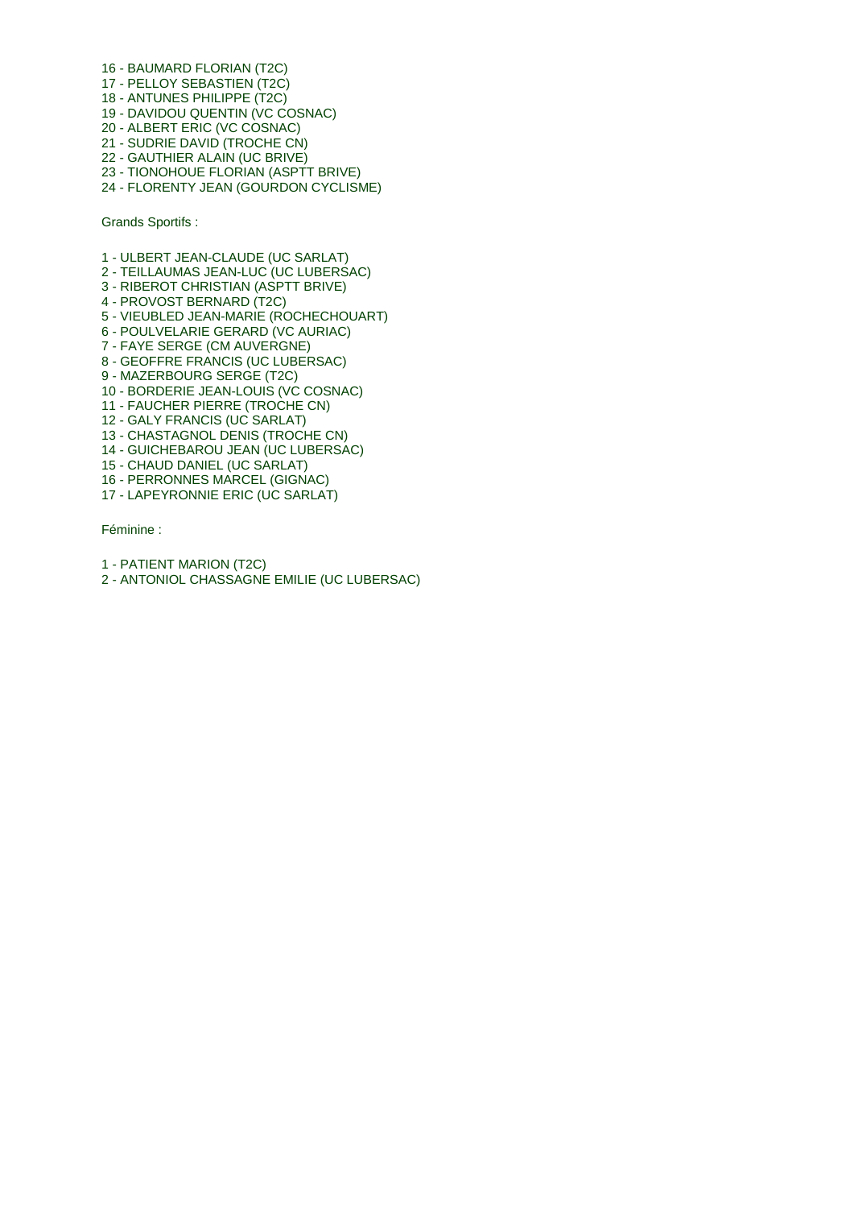16 - BAUMARD FLORIAN (T2C)
17 - PELLOY SEBASTIEN (T2C)
18 - ANTUNES PHILIPPE (T2C)
19 - DAVIDOU QUENTIN (VC COSNAC)
20 - ALBERT ERIC (VC COSNAC)
21 - SUDRIE DAVID (TROCHE CN)
22 - GAUTHIER ALAIN (UC BRIVE)
23 - TIONOHOUE FLORIAN (ASPTT BRIVE)
24 - FLORENTY JEAN (GOURDON CYCLISME)

Grands Sportifs :

1 - ULBERT JEAN-CLAUDE (UC SARLAT)
2 - TEILLAUMAS JEAN-LUC (UC LUBERSAC)
3 - RIBEROT CHRISTIAN (ASPTT BRIVE)
4 - PROVOST BERNARD (T2C)
5 - VIEUBLED JEAN-MARIE (ROCHECHOUART)
6 - POULVELARIE GERARD (VC AURIAC)
7 - FAYE SERGE (CM AUVERGNE)
8 - GEOFFRE FRANCIS (UC LUBERSAC)
9 - MAZERBOURG SERGE (T2C)
10 - BORDERIE JEAN-LOUIS (VC COSNAC)
11 - FAUCHER PIERRE (TROCHE CN)
12 - GALY FRANCIS (UC SARLAT)
13 - CHASTAGNOL DENIS (TROCHE CN)
14 - GUICHEBAROU JEAN (UC LUBERSAC)
15 - CHAUD DANIEL (UC SARLAT)
16 - PERRONNES MARCEL (GIGNAC)
17 - LAPEYRONNIE ERIC (UC SARLAT)

Féminine :

1 - PATIENT MARION (T2C)
2 - ANTONIOL CHASSAGNE EMILIE (UC LUBERSAC)